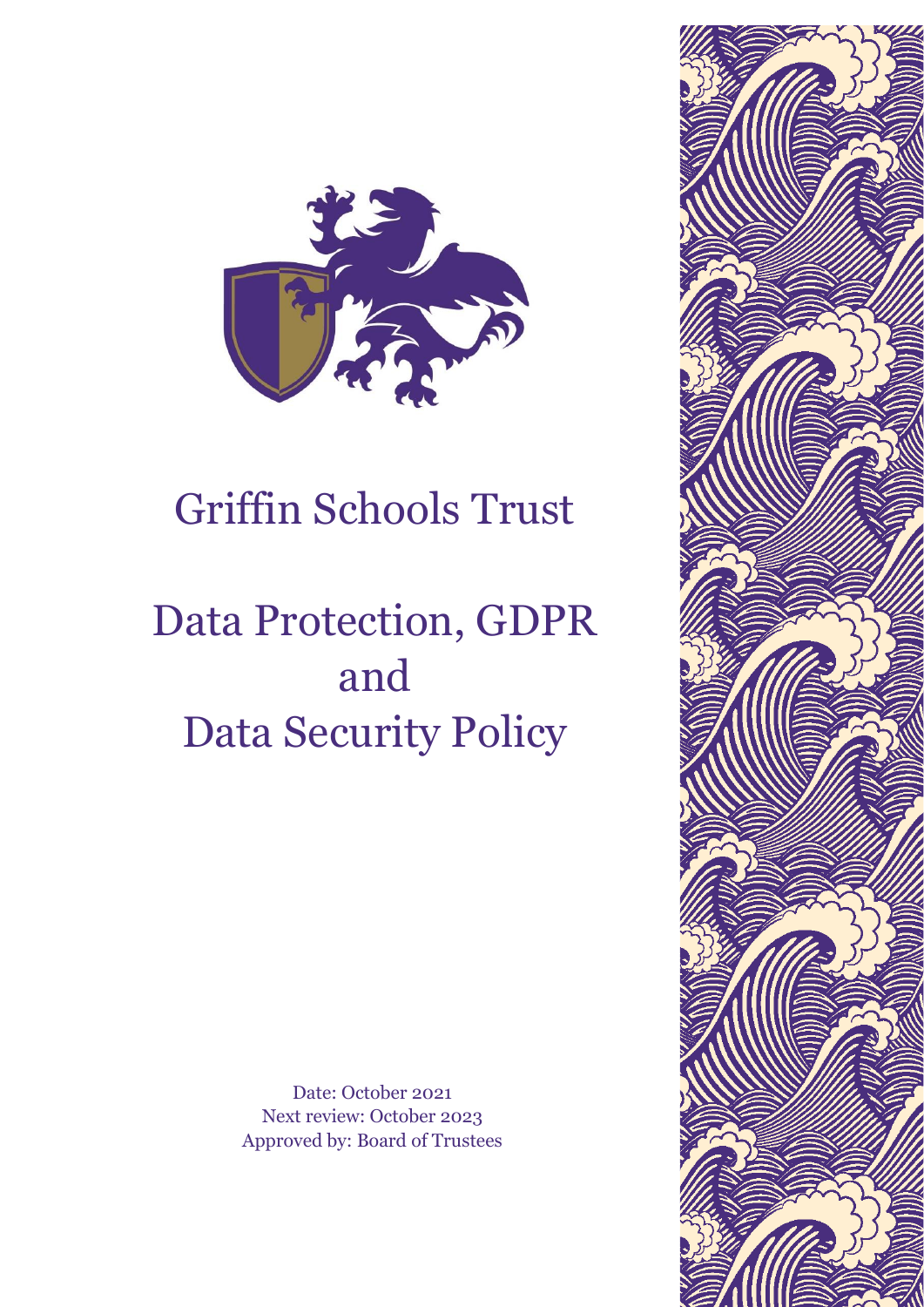# Griffin Schools Trust

# Data Protection, GDPR and Data Security Policy

Date: October 2021
Next review: October 2023
Approved by: Board of Trustees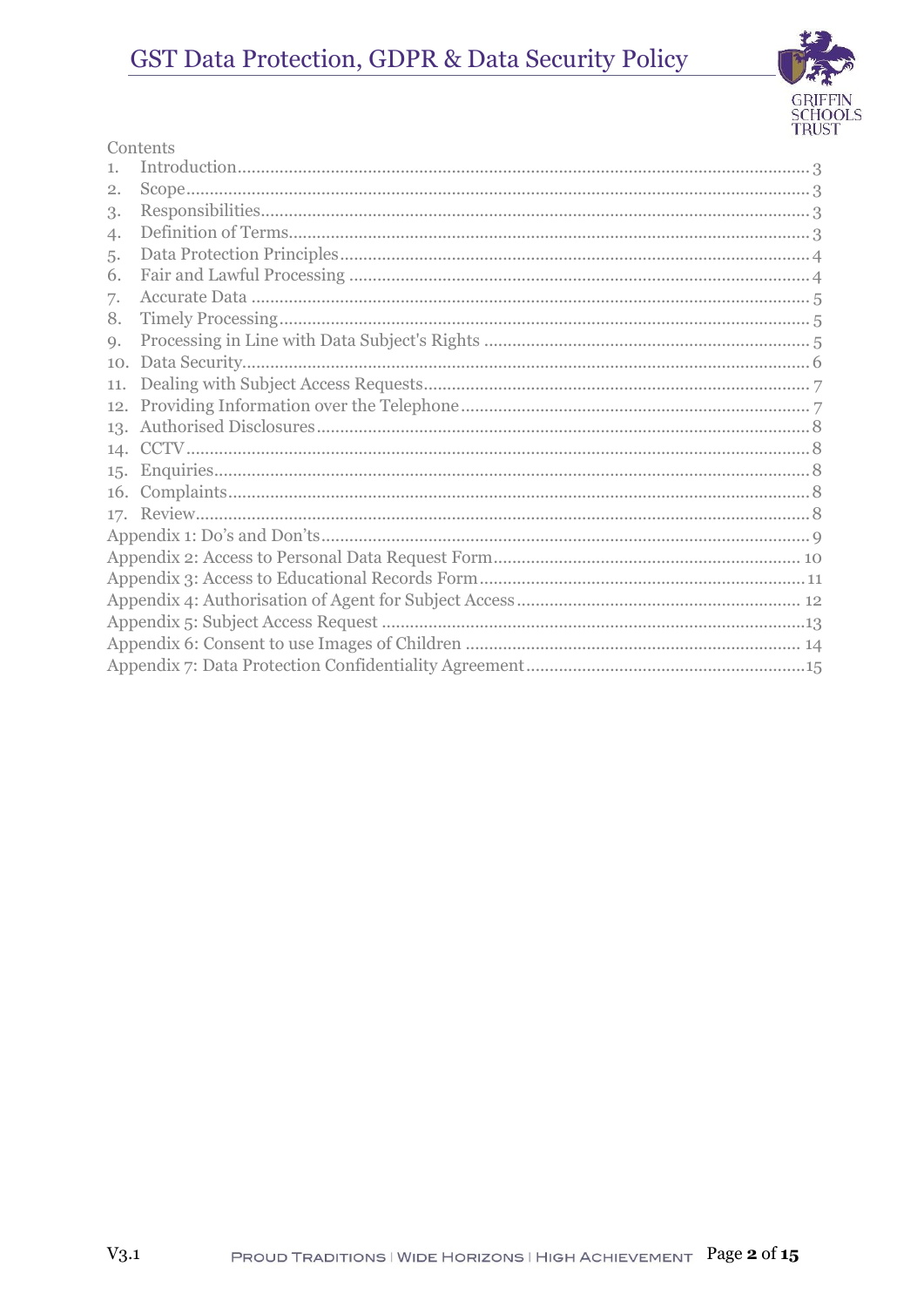Contents

1. Introduction ... 3
2. Scope ... 3
3. Responsibilities ... 3
4. Definition of Terms ... 3
5. Data Protection Principles ... 4
6. Fair and Lawful Processing ... 4
7. Accurate Data ... 5
8. Timely Processing ... 5
9. Processing in Line with Data Subject's Rights ... 5
10. Data Security ... 6
11. Dealing with Subject Access Requests ... 7
12. Providing Information over the Telephone ... 7
13. Authorised Disclosures ... 8
14. CCTV ... 8
15. Enquiries ... 8
16. Complaints ... 8
17. Review ... 8

Appendix 1: Do's and Don'ts ... 9
Appendix 2: Access to Personal Data Request Form ... 10
Appendix 3: Access to Educational Records Form ... 11
Appendix 4: Authorisation of Agent for Subject Access ... 12
Appendix 5: Subject Access Request ... 13
Appendix 6: Consent to use Images of Children ... 14
Appendix 7: Data Protection Confidentiality Agreement ... 15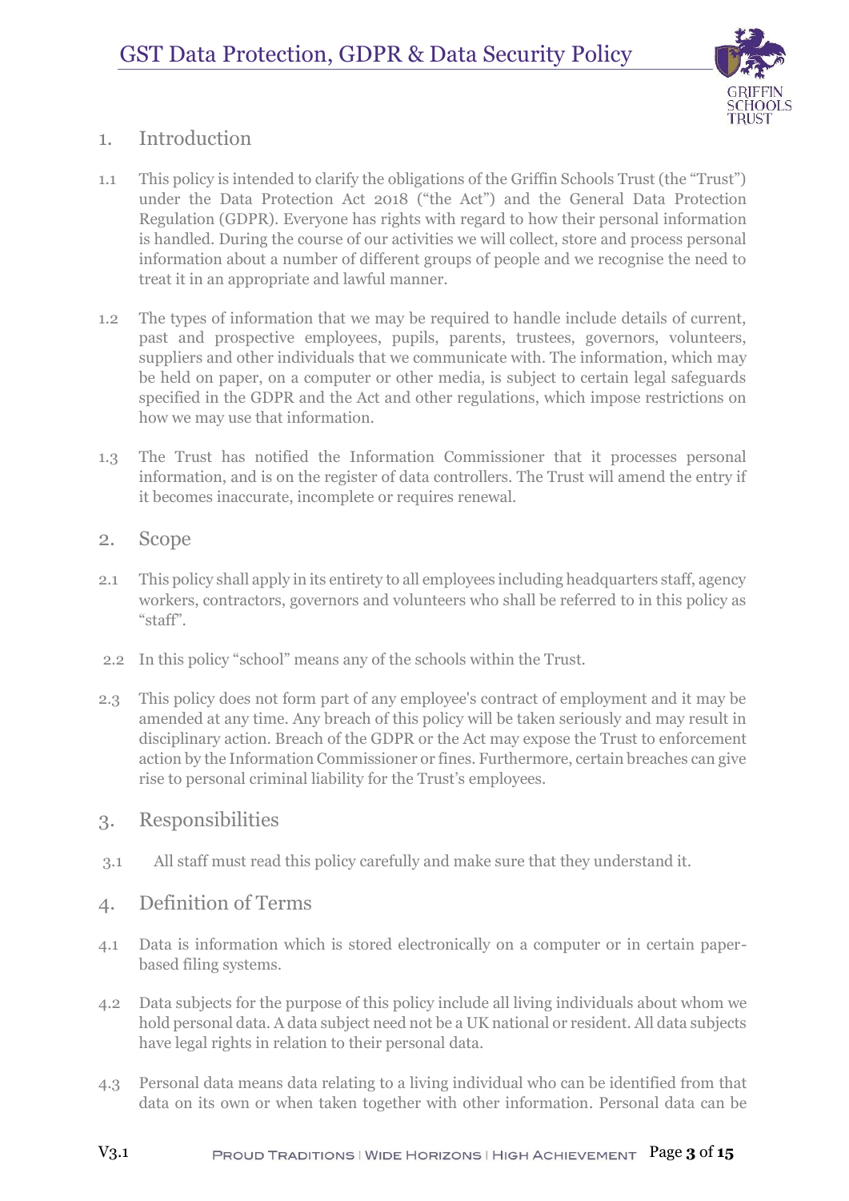## 1. Introduction

1.1 This policy is intended to clarify the obligations of the Griffin Schools Trust (the "Trust") under the Data Protection Act 2018 ("the Act") and the General Data Protection Regulation (GDPR). Everyone has rights with regard to how their personal information is handled. During the course of our activities we will collect, store and process personal information about a number of different groups of people and we recognise the need to treat it in an appropriate and lawful manner.

1.2 The types of information that we may be required to handle include details of current, past and prospective employees, pupils, parents, trustees, governors, volunteers, suppliers and other individuals that we communicate with. The information, which may be held on paper, on a computer or other media, is subject to certain legal safeguards specified in the GDPR and the Act and other regulations, which impose restrictions on how we may use that information.

1.3 The Trust has notified the Information Commissioner that it processes personal information, and is on the register of data controllers. The Trust will amend the entry if it becomes inaccurate, incomplete or requires renewal.

## 2. Scope

2.1 This policy shall apply in its entirety to all employees including headquarters staff, agency workers, contractors, governors and volunteers who shall be referred to in this policy as "staff".

2.2 In this policy "school" means any of the schools within the Trust.

2.3 This policy does not form part of any employee's contract of employment and it may be amended at any time. Any breach of this policy will be taken seriously and may result in disciplinary action. Breach of the GDPR or the Act may expose the Trust to enforcement action by the Information Commissioner or fines. Furthermore, certain breaches can give rise to personal criminal liability for the Trust's employees.

## 3. Responsibilities

3.1 All staff must read this policy carefully and make sure that they understand it.

## 4. Definition of Terms

4.1 Data is information which is stored electronically on a computer or in certain paper-based filing systems.

4.2 Data subjects for the purpose of this policy include all living individuals about whom we hold personal data. A data subject need not be a UK national or resident. All data subjects have legal rights in relation to their personal data.

4.3 Personal data means data relating to a living individual who can be identified from that data on its own or when taken together with other information. Personal data can be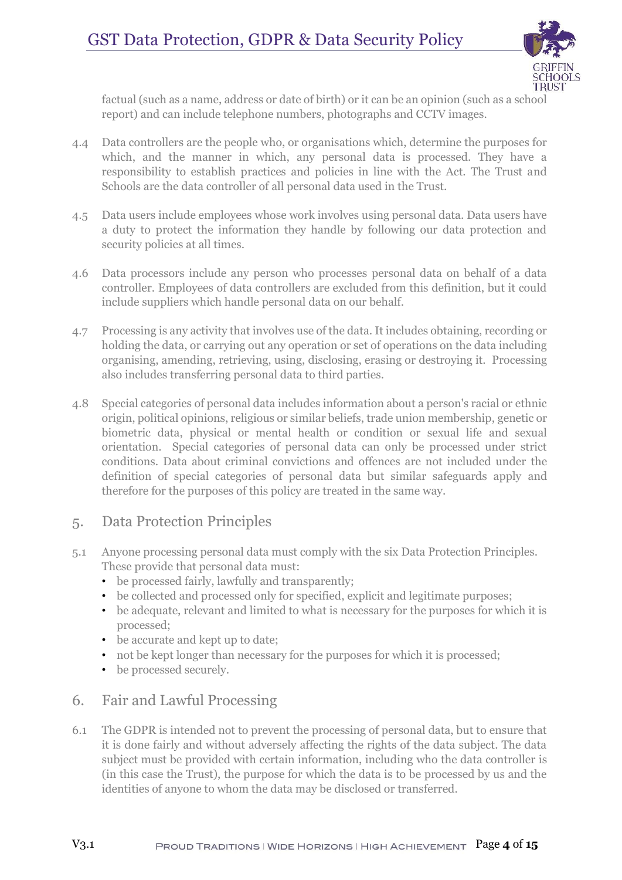factual (such as a name, address or date of birth) or it can be an opinion (such as a school report) and can include telephone numbers, photographs and CCTV images.

4.4 Data controllers are the people who, or organisations which, determine the purposes for which, and the manner in which, any personal data is processed. They have a responsibility to establish practices and policies in line with the Act. The Trust and Schools are the data controller of all personal data used in the Trust.

4.5 Data users include employees whose work involves using personal data. Data users have a duty to protect the information they handle by following our data protection and security policies at all times.

4.6 Data processors include any person who processes personal data on behalf of a data controller. Employees of data controllers are excluded from this definition, but it could include suppliers which handle personal data on our behalf.

4.7 Processing is any activity that involves use of the data. It includes obtaining, recording or holding the data, or carrying out any operation or set of operations on the data including organising, amending, retrieving, using, disclosing, erasing or destroying it. Processing also includes transferring personal data to third parties.

4.8 Special categories of personal data includes information about a person's racial or ethnic origin, political opinions, religious or similar beliefs, trade union membership, genetic or biometric data, physical or mental health or condition or sexual life and sexual orientation. Special categories of personal data can only be processed under strict conditions. Data about criminal convictions and offences are not included under the definition of special categories of personal data but similar safeguards apply and therefore for the purposes of this policy are treated in the same way.

## 5. Data Protection Principles

5.1 Anyone processing personal data must comply with the six Data Protection Principles. These provide that personal data must:

- be processed fairly, lawfully and transparently;
- be collected and processed only for specified, explicit and legitimate purposes;
- be adequate, relevant and limited to what is necessary for the purposes for which it is processed;
- be accurate and kept up to date;
- not be kept longer than necessary for the purposes for which it is processed;
- be processed securely.

## 6. Fair and Lawful Processing

6.1 The GDPR is intended not to prevent the processing of personal data, but to ensure that it is done fairly and without adversely affecting the rights of the data subject. The data subject must be provided with certain information, including who the data controller is (in this case the Trust), the purpose for which the data is to be processed by us and the identities of anyone to whom the data may be disclosed or transferred.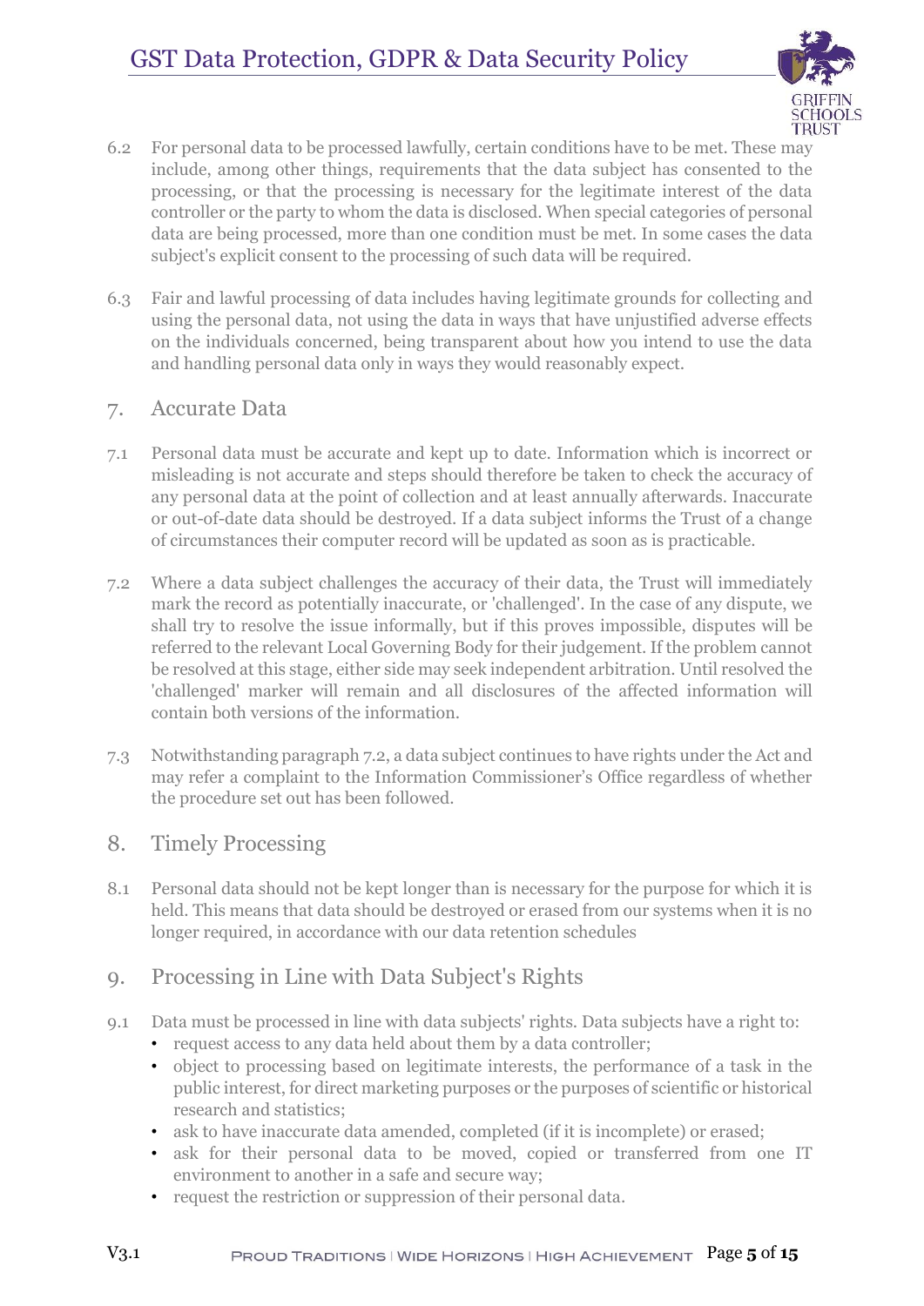6.2 For personal data to be processed lawfully, certain conditions have to be met. These may include, among other things, requirements that the data subject has consented to the processing, or that the processing is necessary for the legitimate interest of the data controller or the party to whom the data is disclosed. When special categories of personal data are being processed, more than one condition must be met. In some cases the data subject's explicit consent to the processing of such data will be required.

6.3 Fair and lawful processing of data includes having legitimate grounds for collecting and using the personal data, not using the data in ways that have unjustified adverse effects on the individuals concerned, being transparent about how you intend to use the data and handling personal data only in ways they would reasonably expect.

## 7. Accurate Data

7.1 Personal data must be accurate and kept up to date. Information which is incorrect or misleading is not accurate and steps should therefore be taken to check the accuracy of any personal data at the point of collection and at least annually afterwards. Inaccurate or out-of-date data should be destroyed. If a data subject informs the Trust of a change of circumstances their computer record will be updated as soon as is practicable.

7.2 Where a data subject challenges the accuracy of their data, the Trust will immediately mark the record as potentially inaccurate, or 'challenged'. In the case of any dispute, we shall try to resolve the issue informally, but if this proves impossible, disputes will be referred to the relevant Local Governing Body for their judgement. If the problem cannot be resolved at this stage, either side may seek independent arbitration. Until resolved the 'challenged' marker will remain and all disclosures of the affected information will contain both versions of the information.

7.3 Notwithstanding paragraph 7.2, a data subject continues to have rights under the Act and may refer a complaint to the Information Commissioner's Office regardless of whether the procedure set out has been followed.

## 8. Timely Processing

8.1 Personal data should not be kept longer than is necessary for the purpose for which it is held. This means that data should be destroyed or erased from our systems when it is no longer required, in accordance with our data retention schedules

## 9. Processing in Line with Data Subject's Rights

9.1 Data must be processed in line with data subjects' rights. Data subjects have a right to:

- request access to any data held about them by a data controller;
- object to processing based on legitimate interests, the performance of a task in the public interest, for direct marketing purposes or the purposes of scientific or historical research and statistics;
- ask to have inaccurate data amended, completed (if it is incomplete) or erased;
- ask for their personal data to be moved, copied or transferred from one IT environment to another in a safe and secure way;
- request the restriction or suppression of their personal data.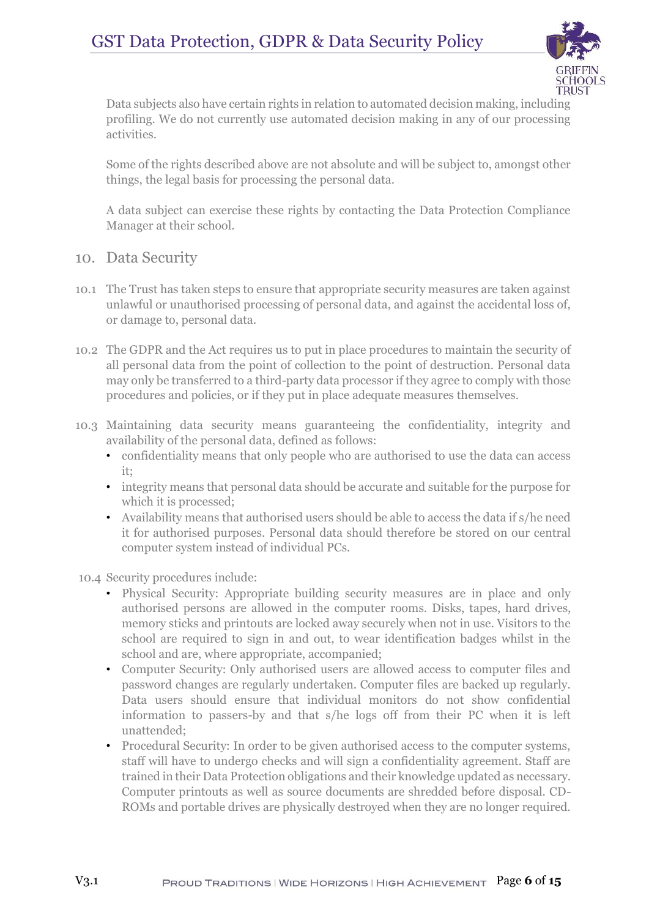Data subjects also have certain rights in relation to automated decision making, including profiling. We do not currently use automated decision making in any of our processing activities.

Some of the rights described above are not absolute and will be subject to, amongst other things, the legal basis for processing the personal data.

A data subject can exercise these rights by contacting the Data Protection Compliance Manager at their school.

## 10. Data Security

10.1 The Trust has taken steps to ensure that appropriate security measures are taken against unlawful or unauthorised processing of personal data, and against the accidental loss of, or damage to, personal data.

10.2 The GDPR and the Act requires us to put in place procedures to maintain the security of all personal data from the point of collection to the point of destruction. Personal data may only be transferred to a third-party data processor if they agree to comply with those procedures and policies, or if they put in place adequate measures themselves.

10.3 Maintaining data security means guaranteeing the confidentiality, integrity and availability of the personal data, defined as follows:

- confidentiality means that only people who are authorised to use the data can access it;
- integrity means that personal data should be accurate and suitable for the purpose for which it is processed;
- Availability means that authorised users should be able to access the data if s/he need it for authorised purposes. Personal data should therefore be stored on our central computer system instead of individual PCs.

10.4 Security procedures include:

- Physical Security: Appropriate building security measures are in place and only authorised persons are allowed in the computer rooms. Disks, tapes, hard drives, memory sticks and printouts are locked away securely when not in use. Visitors to the school are required to sign in and out, to wear identification badges whilst in the school and are, where appropriate, accompanied;
- Computer Security: Only authorised users are allowed access to computer files and password changes are regularly undertaken. Computer files are backed up regularly. Data users should ensure that individual monitors do not show confidential information to passers-by and that s/he logs off from their PC when it is left unattended;
- Procedural Security: In order to be given authorised access to the computer systems, staff will have to undergo checks and will sign a confidentiality agreement. Staff are trained in their Data Protection obligations and their knowledge updated as necessary. Computer printouts as well as source documents are shredded before disposal. CD-ROMs and portable drives are physically destroyed when they are no longer required.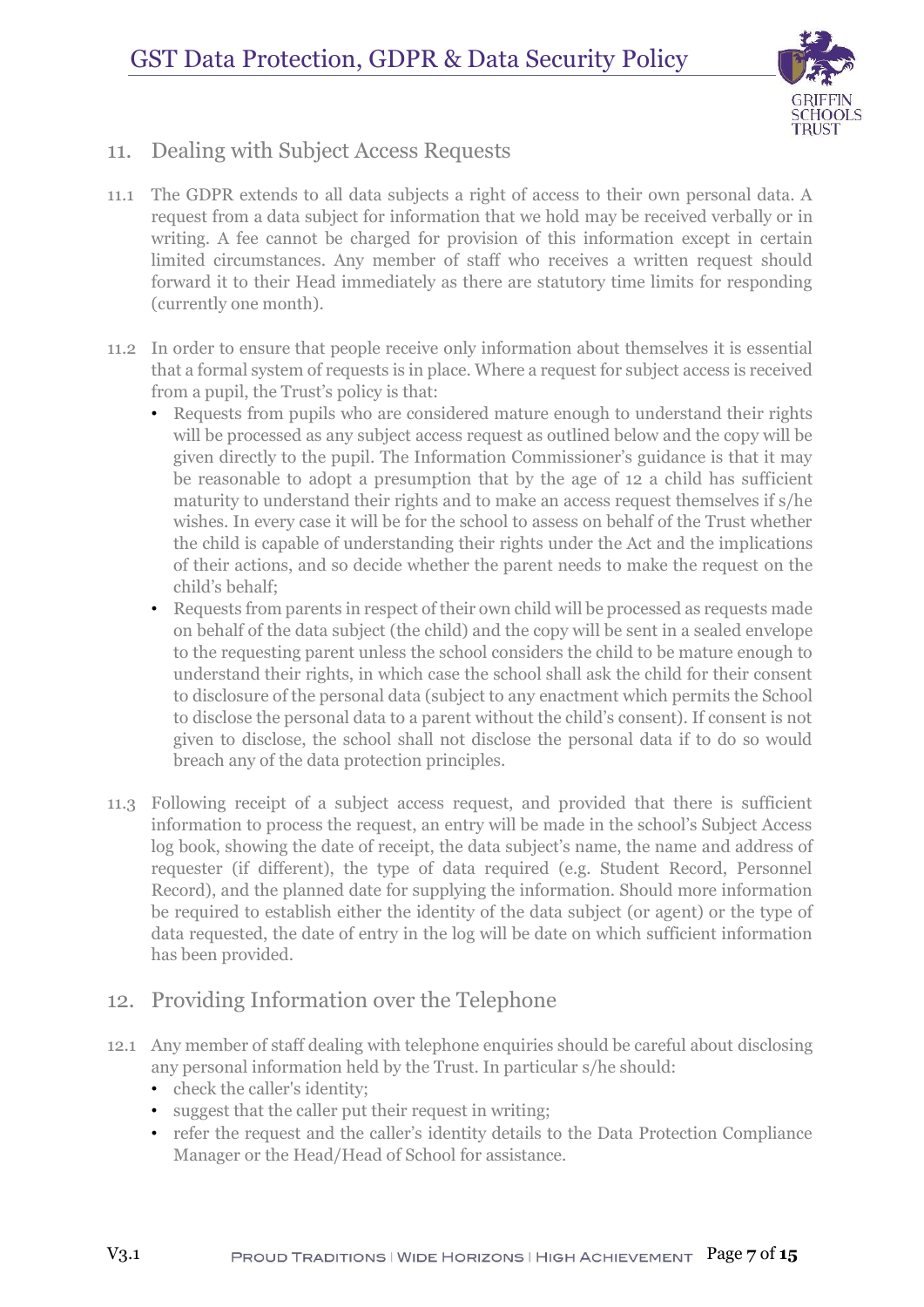## 11. Dealing with Subject Access Requests

11.1 The GDPR extends to all data subjects a right of access to their own personal data. A request from a data subject for information that we hold may be received verbally or in writing. A fee cannot be charged for provision of this information except in certain limited circumstances. Any member of staff who receives a written request should forward it to their Head immediately as there are statutory time limits for responding (currently one month).

11.2 In order to ensure that people receive only information about themselves it is essential that a formal system of requests is in place. Where a request for subject access is received from a pupil, the Trust's policy is that:

- Requests from pupils who are considered mature enough to understand their rights will be processed as any subject access request as outlined below and the copy will be given directly to the pupil. The Information Commissioner's guidance is that it may be reasonable to adopt a presumption that by the age of 12 a child has sufficient maturity to understand their rights and to make an access request themselves if s/he wishes. In every case it will be for the school to assess on behalf of the Trust whether the child is capable of understanding their rights under the Act and the implications of their actions, and so decide whether the parent needs to make the request on the child's behalf;
- Requests from parents in respect of their own child will be processed as requests made on behalf of the data subject (the child) and the copy will be sent in a sealed envelope to the requesting parent unless the school considers the child to be mature enough to understand their rights, in which case the school shall ask the child for their consent to disclosure of the personal data (subject to any enactment which permits the School to disclose the personal data to a parent without the child's consent). If consent is not given to disclose, the school shall not disclose the personal data if to do so would breach any of the data protection principles.

11.3 Following receipt of a subject access request, and provided that there is sufficient information to process the request, an entry will be made in the school's Subject Access log book, showing the date of receipt, the data subject's name, the name and address of requester (if different), the type of data required (e.g. Student Record, Personnel Record), and the planned date for supplying the information. Should more information be required to establish either the identity of the data subject (or agent) or the type of data requested, the date of entry in the log will be date on which sufficient information has been provided.

## 12. Providing Information over the Telephone

12.1 Any member of staff dealing with telephone enquiries should be careful about disclosing any personal information held by the Trust. In particular s/he should:

- check the caller's identity;
- suggest that the caller put their request in writing;
- refer the request and the caller's identity details to the Data Protection Compliance Manager or the Head/Head of School for assistance.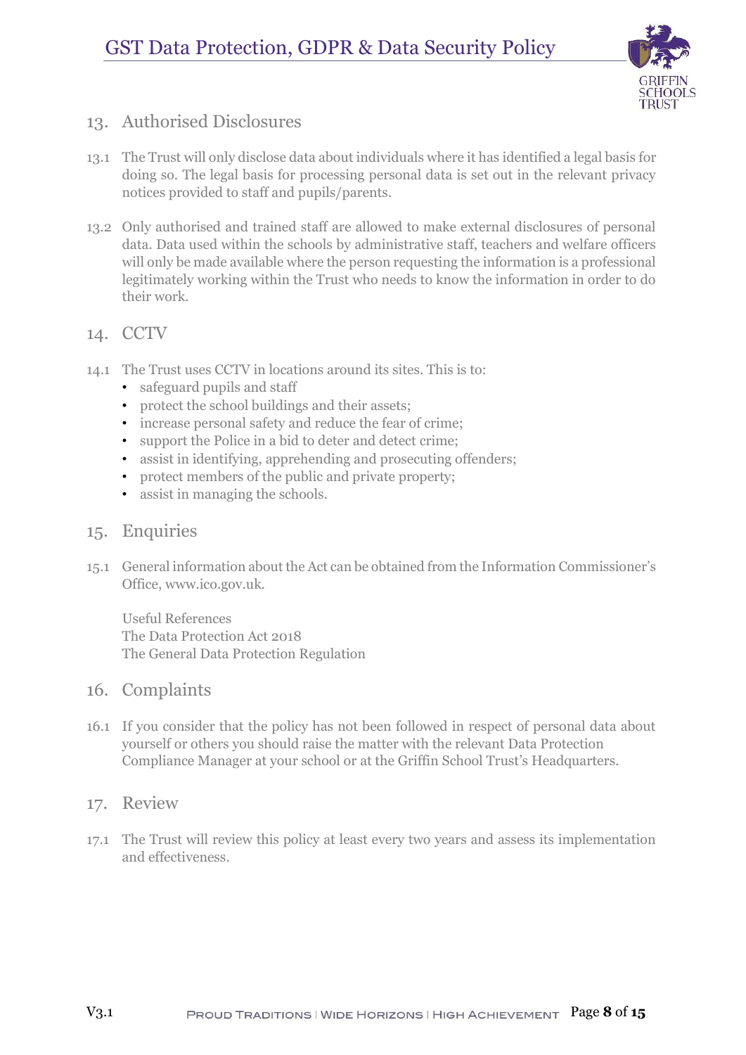## 13. Authorised Disclosures

13.1 The Trust will only disclose data about individuals where it has identified a legal basis for doing so. The legal basis for processing personal data is set out in the relevant privacy notices provided to staff and pupils/parents.

13.2 Only authorised and trained staff are allowed to make external disclosures of personal data. Data used within the schools by administrative staff, teachers and welfare officers will only be made available where the person requesting the information is a professional legitimately working within the Trust who needs to know the information in order to do their work.

## 14. CCTV

14.1 The Trust uses CCTV in locations around its sites. This is to:

- safeguard pupils and staff
- protect the school buildings and their assets;
- increase personal safety and reduce the fear of crime;
- support the Police in a bid to deter and detect crime;
- assist in identifying, apprehending and prosecuting offenders;
- protect members of the public and private property;
- assist in managing the schools.

## 15. Enquiries

15.1 General information about the Act can be obtained from the Information Commissioner's Office, www.ico.gov.uk.

Useful References
The Data Protection Act 2018
The General Data Protection Regulation

## 16. Complaints

16.1 If you consider that the policy has not been followed in respect of personal data about yourself or others you should raise the matter with the relevant Data Protection Compliance Manager at your school or at the Griffin School Trust's Headquarters.

## 17. Review

17.1 The Trust will review this policy at least every two years and assess its implementation and effectiveness.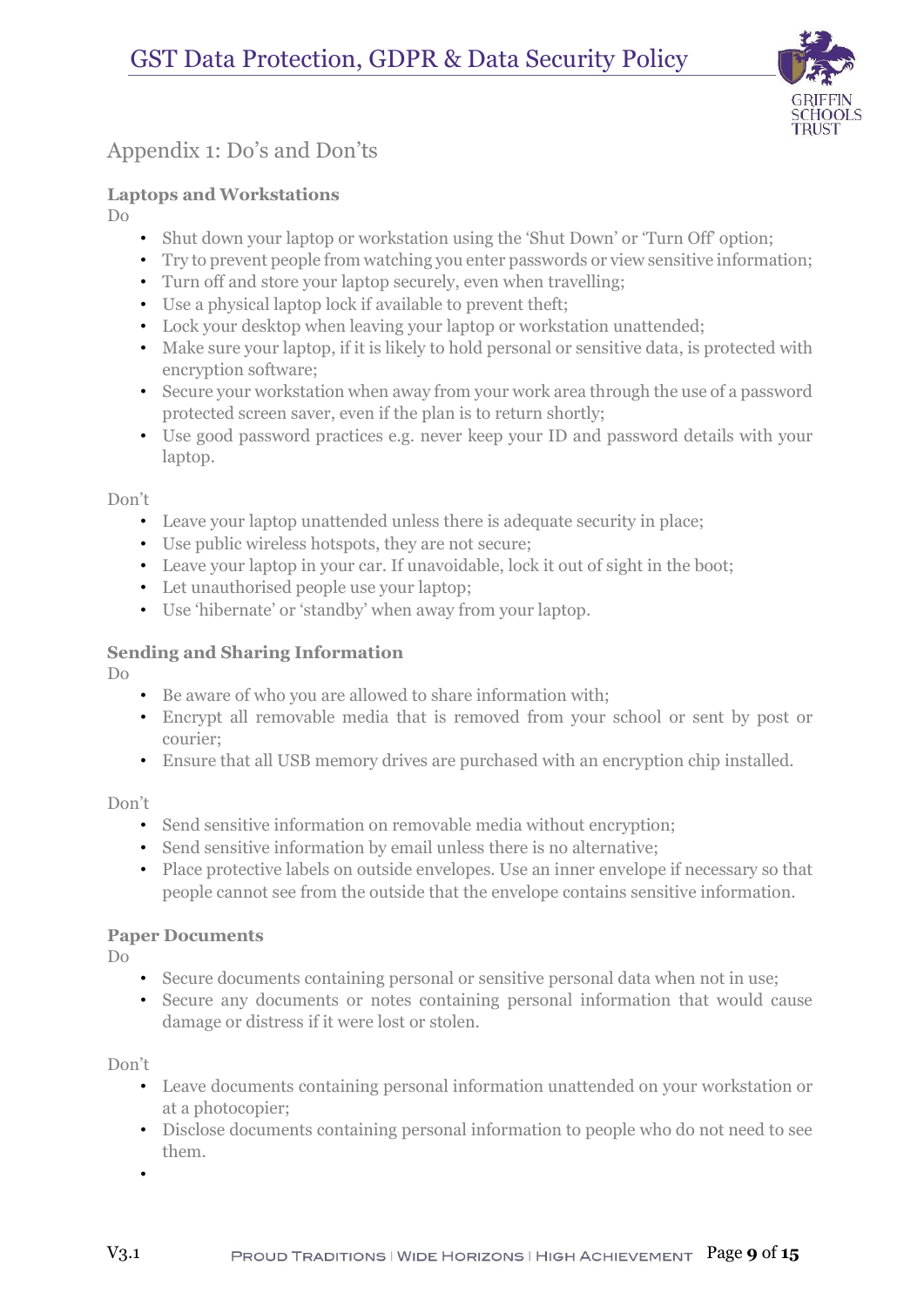## Appendix 1: Do's and Don'ts

### Laptops and Workstations

Do

- Shut down your laptop or workstation using the 'Shut Down' or 'Turn Off' option;
- Try to prevent people from watching you enter passwords or view sensitive information;
- Turn off and store your laptop securely, even when travelling;
- Use a physical laptop lock if available to prevent theft;
- Lock your desktop when leaving your laptop or workstation unattended;
- Make sure your laptop, if it is likely to hold personal or sensitive data, is protected with encryption software;
- Secure your workstation when away from your work area through the use of a password protected screen saver, even if the plan is to return shortly;
- Use good password practices e.g. never keep your ID and password details with your laptop.

Don't

- Leave your laptop unattended unless there is adequate security in place;
- Use public wireless hotspots, they are not secure;
- Leave your laptop in your car. If unavoidable, lock it out of sight in the boot;
- Let unauthorised people use your laptop;
- Use 'hibernate' or 'standby' when away from your laptop.

### Sending and Sharing Information

Do

- Be aware of who you are allowed to share information with;
- Encrypt all removable media that is removed from your school or sent by post or courier;
- Ensure that all USB memory drives are purchased with an encryption chip installed.

Don't

- Send sensitive information on removable media without encryption;
- Send sensitive information by email unless there is no alternative;
- Place protective labels on outside envelopes. Use an inner envelope if necessary so that people cannot see from the outside that the envelope contains sensitive information.

### Paper Documents

Do

- Secure documents containing personal or sensitive personal data when not in use;
- Secure any documents or notes containing personal information that would cause damage or distress if it were lost or stolen.

Don't

- Leave documents containing personal information unattended on your workstation or at a photocopier;
- Disclose documents containing personal information to people who do not need to see them.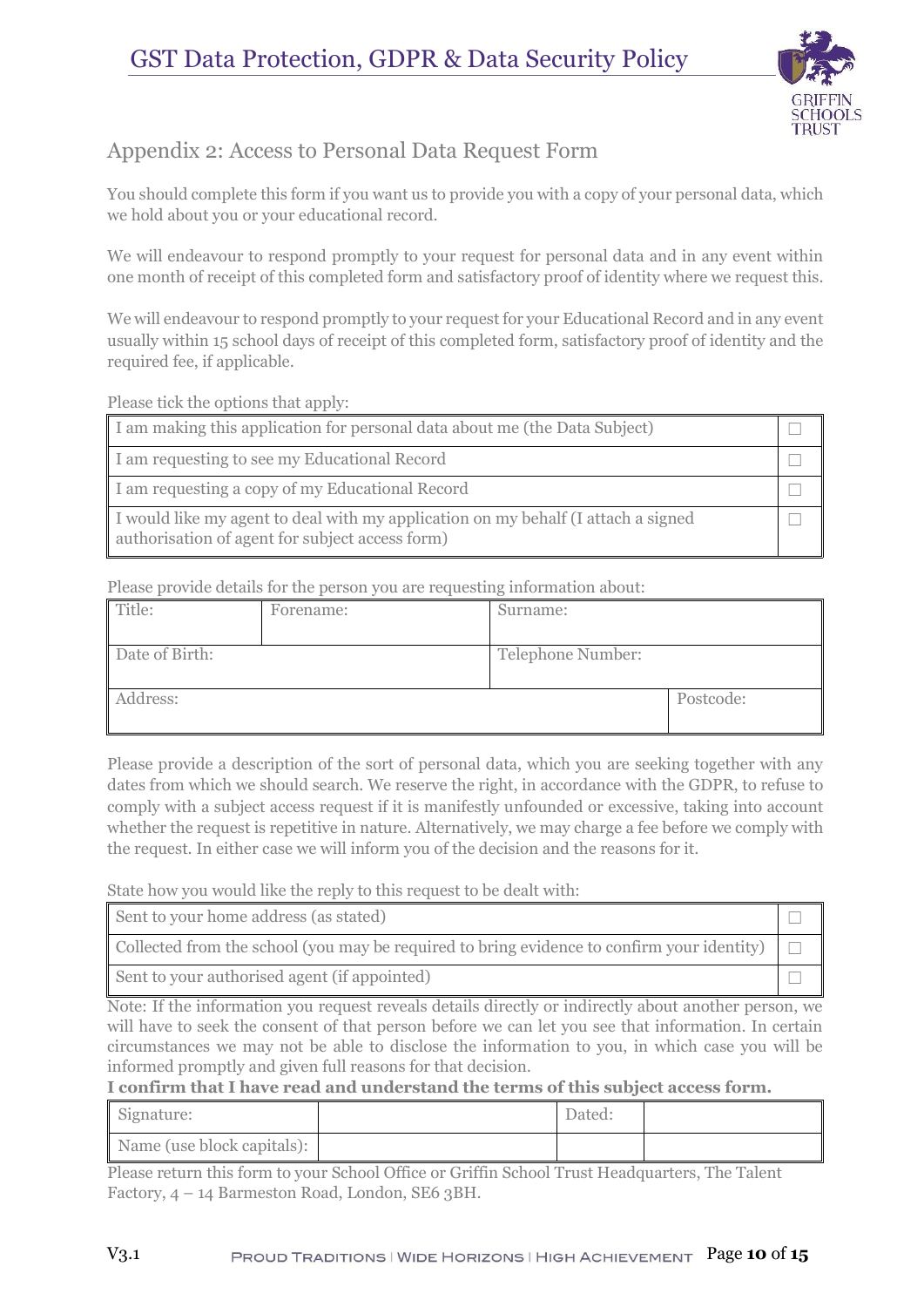## Appendix 2: Access to Personal Data Request Form

You should complete this form if you want us to provide you with a copy of your personal data, which we hold about you or your educational record.

We will endeavour to respond promptly to your request for personal data and in any event within one month of receipt of this completed form and satisfactory proof of identity where we request this.

We will endeavour to respond promptly to your request for your Educational Record and in any event usually within 15 school days of receipt of this completed form, satisfactory proof of identity and the required fee, if applicable.

Please tick the options that apply:

| | |
|---|---|
| I am making this application for personal data about me (the Data Subject) | ☐ |
| I am requesting to see my Educational Record | ☐ |
| I am requesting a copy of my Educational Record | ☐ |
| I would like my agent to deal with my application on my behalf (I attach a signed authorisation of agent for subject access form) | ☐ |

Please provide details for the person you are requesting information about:

| | | | |
|---|---|---|---|
| Title: | Forename: | Surname: | |
| Date of Birth: | | Telephone Number: | |
| Address: | | | Postcode: |

Please provide a description of the sort of personal data, which you are seeking together with any dates from which we should search. We reserve the right, in accordance with the GDPR, to refuse to comply with a subject access request if it is manifestly unfounded or excessive, taking into account whether the request is repetitive in nature. Alternatively, we may charge a fee before we comply with the request. In either case we will inform you of the decision and the reasons for it.

State how you would like the reply to this request to be dealt with:

| | |
|---|---|
| Sent to your home address (as stated) | ☐ |
| Collected from the school (you may be required to bring evidence to confirm your identity) | ☐ |
| Sent to your authorised agent (if appointed) | ☐ |

Note: If the information you request reveals details directly or indirectly about another person, we will have to seek the consent of that person before we can let you see that information. In certain circumstances we may not be able to disclose the information to you, in which case you will be informed promptly and given full reasons for that decision.

**I confirm that I have read and understand the terms of this subject access form.**

| | | | |
|---|---|---|---|
| Signature: | | Dated: | |
| Name (use block capitals): | | | |

Please return this form to your School Office or Griffin School Trust Headquarters, The Talent Factory, 4 – 14 Barmeston Road, London, SE6 3BH.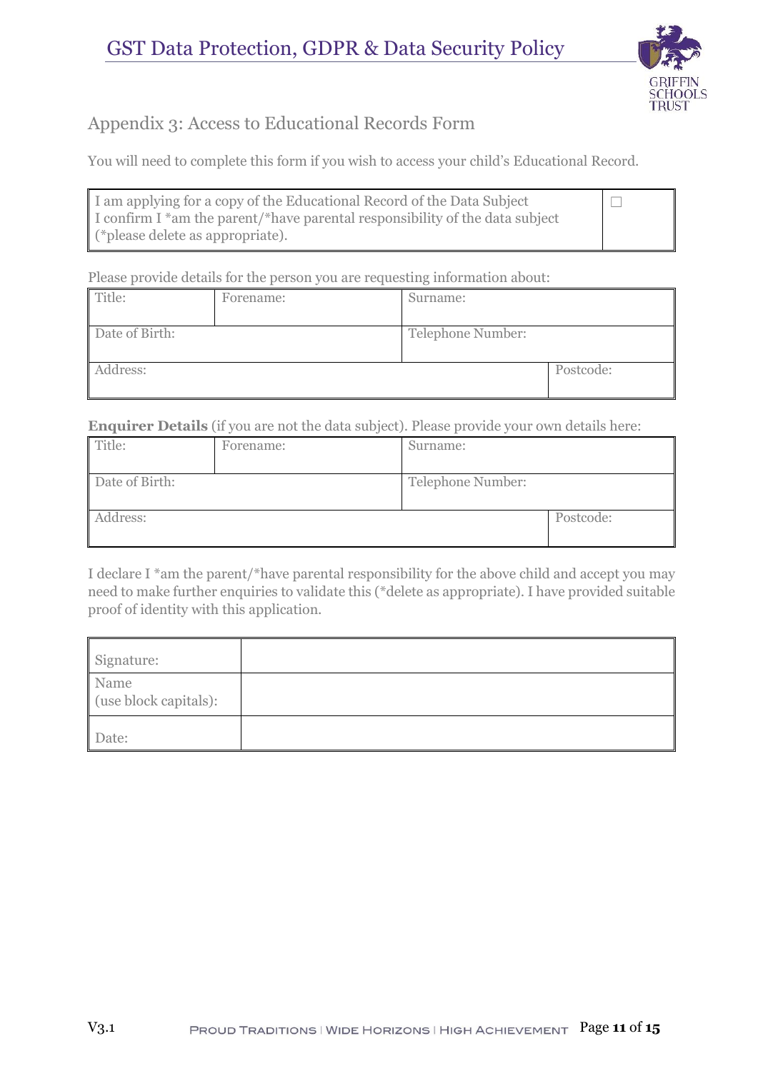## Appendix 3: Access to Educational Records Form

You will need to complete this form if you wish to access your child's Educational Record.

| I am applying for a copy of the Educational Record of the Data Subject<br>I confirm I *am the parent/*have parental responsibility of the data subject<br>(*please delete as appropriate). | ☐ |
|---|---|

Please provide details for the person you are requesting information about:

| Title: | Forename: | Surname: | |
|---|---|---|---|
| Date of Birth: | | Telephone Number: | |
| Address: | | | Postcode: |

**Enquirer Details** (if you are not the data subject). Please provide your own details here:

| Title: | Forename: | Surname: | |
|---|---|---|---|
| Date of Birth: | | Telephone Number: | |
| Address: | | | Postcode: |

I declare I *am the parent/*have parental responsibility for the above child and accept you may need to make further enquiries to validate this (*delete as appropriate). I have provided suitable proof of identity with this application.

| Signature: | |
|---|---|
| Name<br>(use block capitals): | |
| Date: | |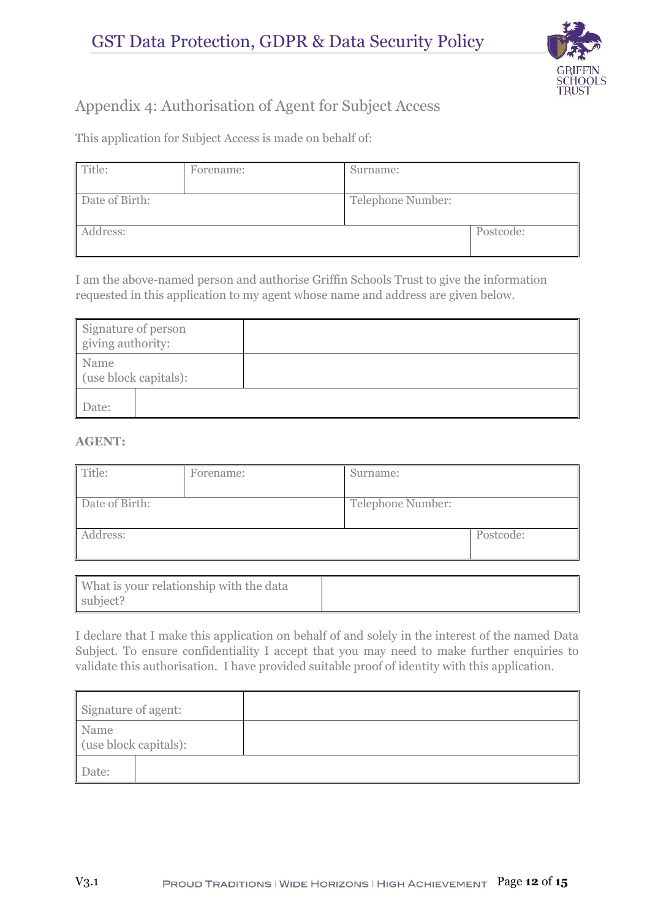## Appendix 4: Authorisation of Agent for Subject Access

This application for Subject Access is made on behalf of:

| Title: | Forename: | Surname: | |
|---|---|---|---|
| Date of Birth: | | Telephone Number: | |
| Address: | | | Postcode: |

I am the above-named person and authorise Griffin Schools Trust to give the information requested in this application to my agent whose name and address are given below.

| Signature of person giving authority: | |
|---|---|
| Name (use block capitals): | |
| Date: | |

**AGENT:**

| Title: | Forename: | Surname: | |
|---|---|---|---|
| Date of Birth: | | Telephone Number: | |
| Address: | | | Postcode: |

| What is your relationship with the data subject? | |
|---|---|

I declare that I make this application on behalf of and solely in the interest of the named Data Subject. To ensure confidentiality I accept that you may need to make further enquiries to validate this authorisation. I have provided suitable proof of identity with this application.

| Signature of agent: | |
|---|---|
| Name (use block capitals): | |
| Date: | |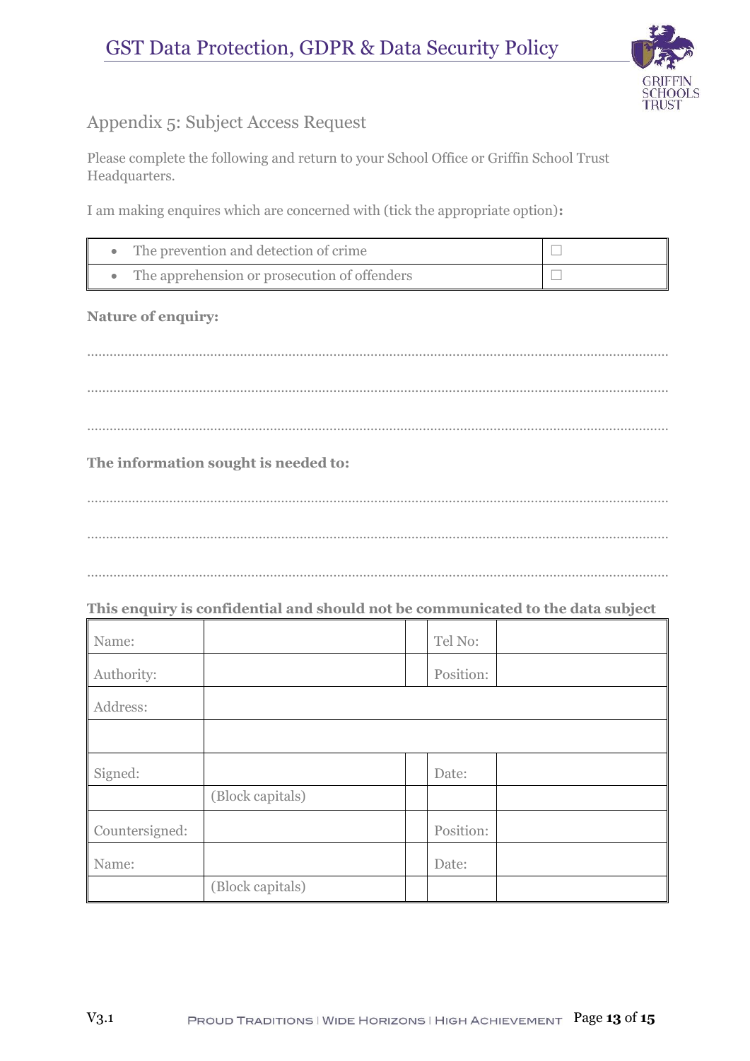## Appendix 5: Subject Access Request

Please complete the following and return to your School Office or Griffin School Trust Headquarters.

I am making enquires which are concerned with (tick the appropriate option)**:**

| | |
|---|---|
| • The prevention and detection of crime | ☐ |
| • The apprehension or prosecution of offenders | ☐ |

**Nature of enquiry:**

…………………………………………………………………………………………………………………………………

…………………………………………………………………………………………………………………………………

…………………………………………………………………………………………………………………………………

**The information sought is needed to:**

…………………………………………………………………………………………………………………………………

…………………………………………………………………………………………………………………………………

…………………………………………………………………………………………………………………………………

**This enquiry is confidential and should not be communicated to the data subject**

| | | | | |
|---|---|---|---|---|
| Name: | | | Tel No: | |
| Authority: | | | Position: | |
| Address: | | | | |
| | | | | |
| Signed: | | | Date: | |
| | (Block capitals) | | | |
| Countersigned: | | | Position: | |
| Name: | | | Date: | |
| | (Block capitals) | | | |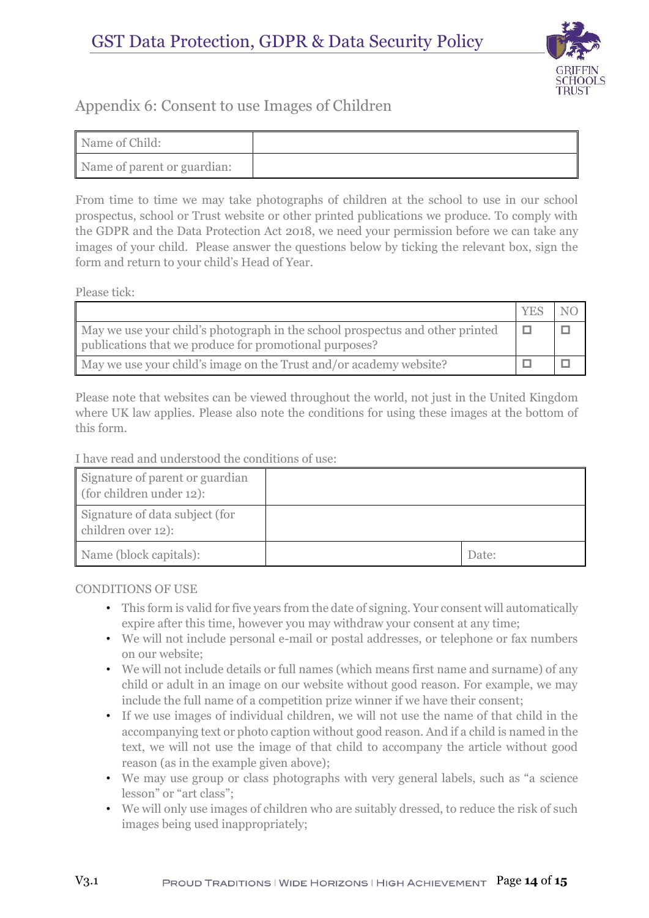## Appendix 6: Consent to use Images of Children

| Name of Child: | |
|---|---|
| Name of parent or guardian: | |

From time to time we may take photographs of children at the school to use in our school prospectus, school or Trust website or other printed publications we produce. To comply with the GDPR and the Data Protection Act 2018, we need your permission before we can take any images of your child. Please answer the questions below by ticking the relevant box, sign the form and return to your child's Head of Year.

Please tick:

| | YES | NO |
|---|---|---|
| May we use your child's photograph in the school prospectus and other printed publications that we produce for promotional purposes? | ☐ | ☐ |
| May we use your child's image on the Trust and/or academy website? | ☐ | ☐ |

Please note that websites can be viewed throughout the world, not just in the United Kingdom where UK law applies. Please also note the conditions for using these images at the bottom of this form.

I have read and understood the conditions of use:

| Signature of parent or guardian (for children under 12): | | |
|---|---|---|
| Signature of data subject (for children over 12): | | |
| Name (block capitals): | | Date: |

CONDITIONS OF USE

- This form is valid for five years from the date of signing. Your consent will automatically expire after this time, however you may withdraw your consent at any time;
- We will not include personal e-mail or postal addresses, or telephone or fax numbers on our website;
- We will not include details or full names (which means first name and surname) of any child or adult in an image on our website without good reason. For example, we may include the full name of a competition prize winner if we have their consent;
- If we use images of individual children, we will not use the name of that child in the accompanying text or photo caption without good reason. And if a child is named in the text, we will not use the image of that child to accompany the article without good reason (as in the example given above);
- We may use group or class photographs with very general labels, such as "a science lesson" or "art class";
- We will only use images of children who are suitably dressed, to reduce the risk of such images being used inappropriately;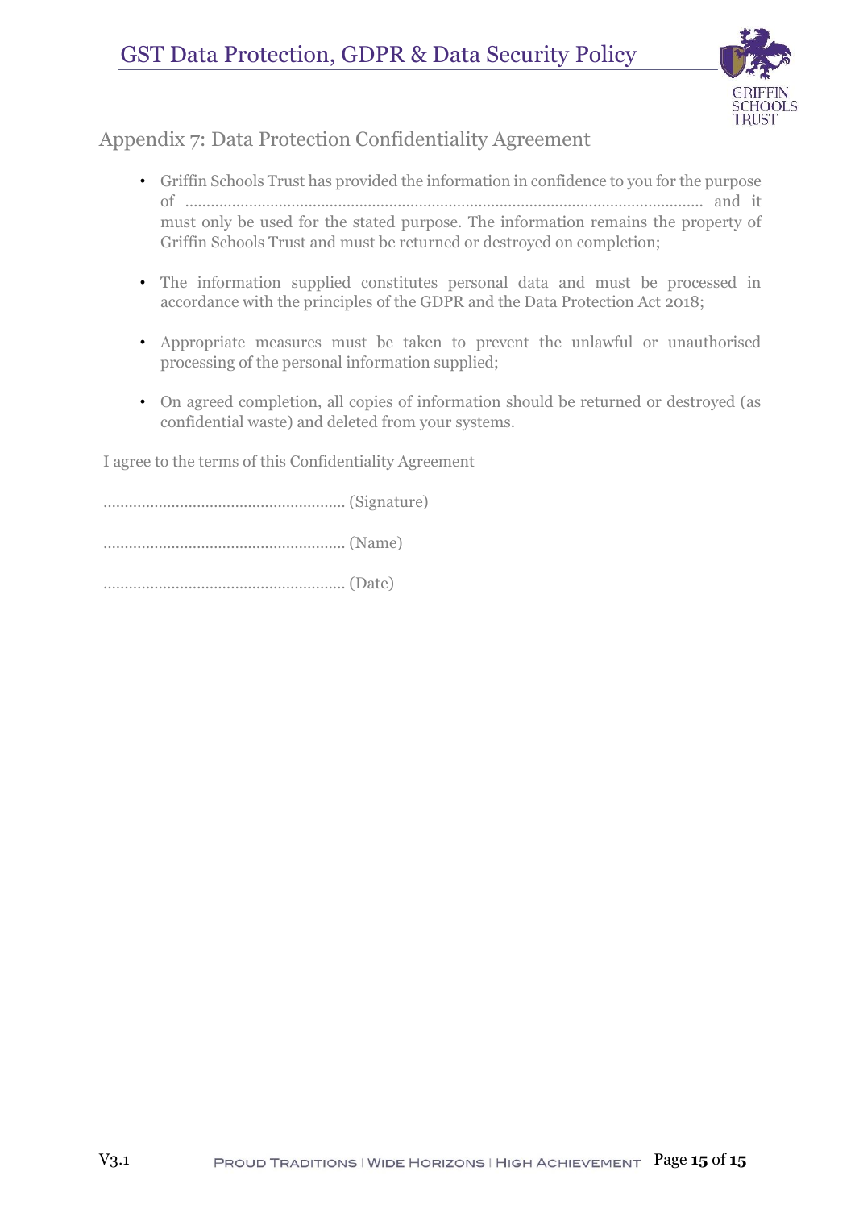## Appendix 7: Data Protection Confidentiality Agreement

- Griffin Schools Trust has provided the information in confidence to you for the purpose of ……………………………………………………………………………………………… and it must only be used for the stated purpose. The information remains the property of Griffin Schools Trust and must be returned or destroyed on completion;
- The information supplied constitutes personal data and must be processed in accordance with the principles of the GDPR and the Data Protection Act 2018;
- Appropriate measures must be taken to prevent the unlawful or unauthorised processing of the personal information supplied;
- On agreed completion, all copies of information should be returned or destroyed (as confidential waste) and deleted from your systems.

I agree to the terms of this Confidentiality Agreement

………………………………………………… (Signature)

………………………………………………… (Name)

………………………………………………… (Date)